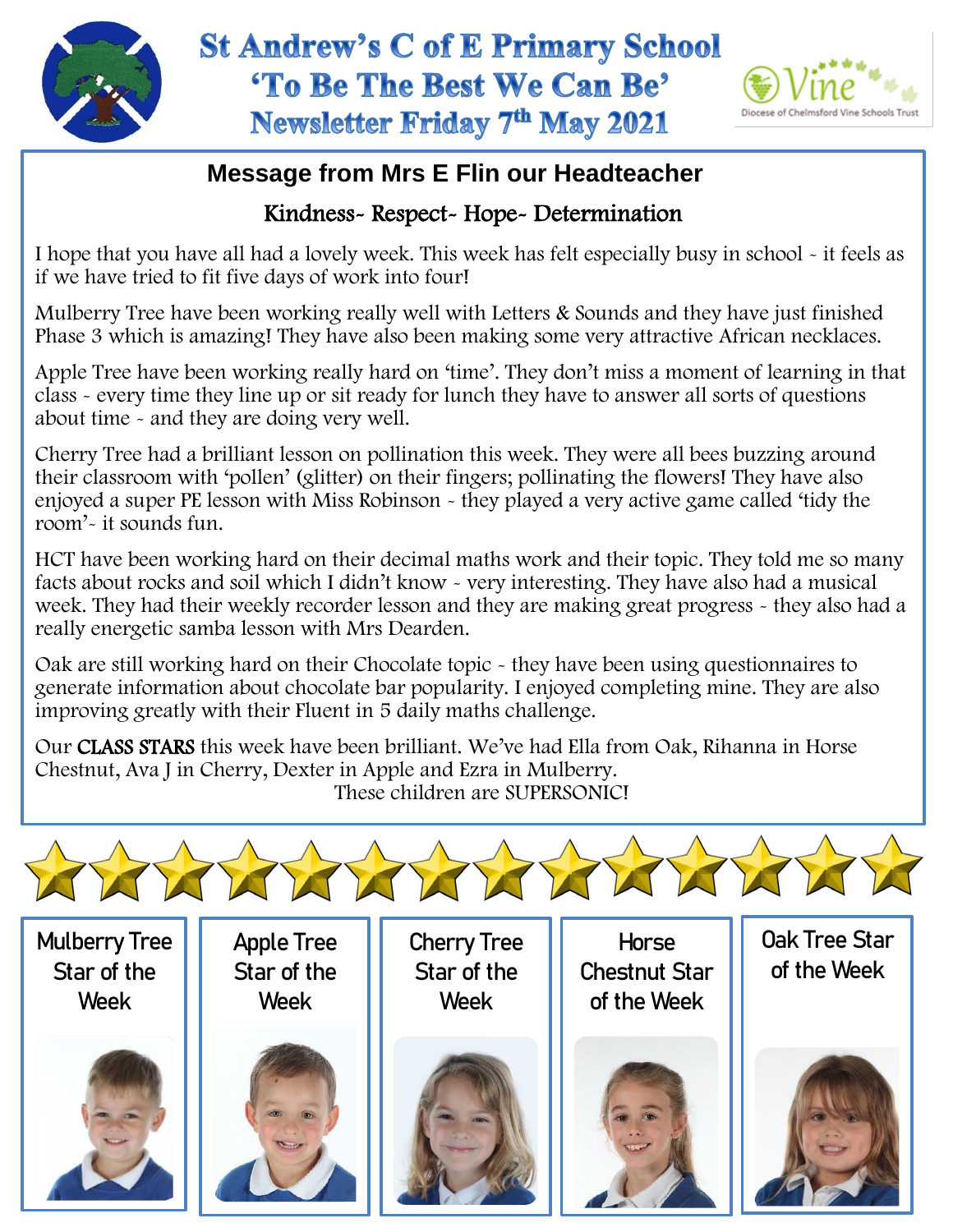# St Andrew's C of E Primary School
## 'To Be The Best We Can Be'
## Newsletter Friday 7th May 2021

Vine – Diocese of Chelmsford Vine Schools Trust

### Message from Mrs E Flin our Headteacher

**Kindness- Respect- Hope- Determination**

I hope that you have all had a lovely week. This week has felt especially busy in school - it feels as if we have tried to fit five days of work into four!

Mulberry Tree have been working really well with Letters & Sounds and they have just finished Phase 3 which is amazing! They have also been making some very attractive African necklaces.

Apple Tree have been working really hard on 'time'. They don't miss a moment of learning in that class - every time they line up or sit ready for lunch they have to answer all sorts of questions about time - and they are doing very well.

Cherry Tree had a brilliant lesson on pollination this week. They were all bees buzzing around their classroom with 'pollen' (glitter) on their fingers; pollinating the flowers! They have also enjoyed a super PE lesson with Miss Robinson - they played a very active game called 'tidy the room'- it sounds fun.

HCT have been working hard on their decimal maths work and their topic. They told me so many facts about rocks and soil which I didn't know - very interesting. They have also had a musical week. They had their weekly recorder lesson and they are making great progress - they also had a really energetic samba lesson with Mrs Dearden.

Oak are still working hard on their Chocolate topic - they have been using questionnaires to generate information about chocolate bar popularity. I enjoyed completing mine. They are also improving greatly with their Fluent in 5 daily maths challenge.

Our **CLASS STARS** this week have been brilliant. We've had Ella from Oak, Rihanna in Horse Chestnut, Ava J in Cherry, Dexter in Apple and Ezra in Mulberry.

These children are SUPERSONIC!

Mulberry Tree Star of the Week

Apple Tree Star of the Week

Cherry Tree Star of the Week

Horse Chestnut Star of the Week

Oak Tree Star of the Week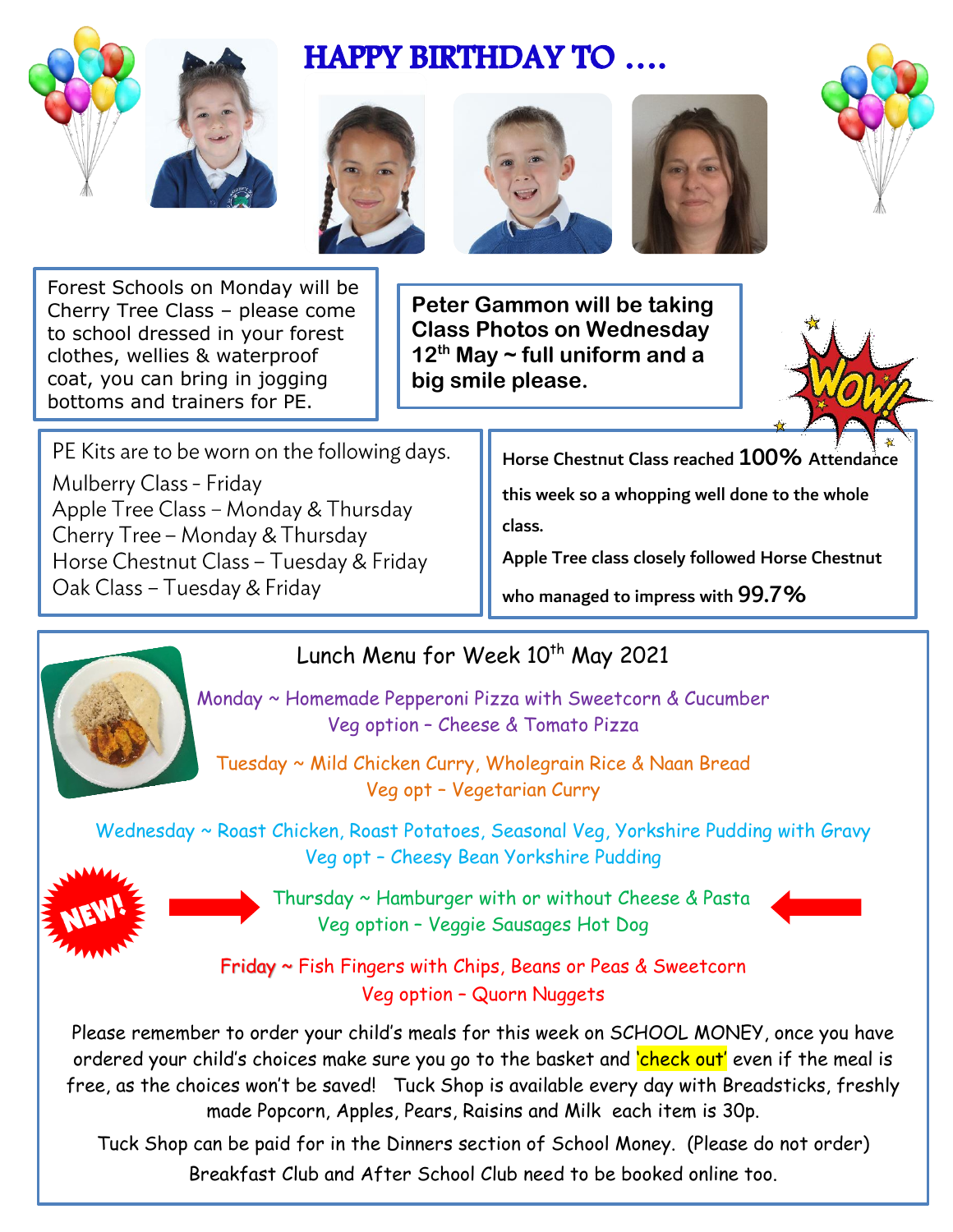# HAPPY BIRTHDAY TO ....

Forest Schools on Monday will be Cherry Tree Class – please come to school dressed in your forest clothes, wellies & waterproof coat, you can bring in jogging bottoms and trainers for PE.

**Peter Gammon will be taking Class Photos on Wednesday 12th May ~ full uniform and a big smile please.**

PE Kits are to be worn on the following days.

Mulberry Class - Friday
Apple Tree Class – Monday & Thursday
Cherry Tree – Monday & Thursday
Horse Chestnut Class – Tuesday & Friday
Oak Class – Tuesday & Friday

WOW!

**Horse Chestnut Class reached 100% Attendance this week so a whopping well done to the whole class.**

**Apple Tree class closely followed Horse Chestnut who managed to impress with 99.7%**

## Lunch Menu for Week 10th May 2021

Monday ~ Homemade Pepperoni Pizza with Sweetcorn & Cucumber
Veg option – Cheese & Tomato Pizza

Tuesday ~ Mild Chicken Curry, Wholegrain Rice & Naan Bread
Veg opt – Vegetarian Curry

Wednesday ~ Roast Chicken, Roast Potatoes, Seasonal Veg, Yorkshire Pudding with Gravy
Veg opt – Cheesy Bean Yorkshire Pudding

NEW!

Thursday ~ Hamburger with or without Cheese & Pasta
Veg option – Veggie Sausages Hot Dog

Friday ~ Fish Fingers with Chips, Beans or Peas & Sweetcorn
Veg option – Quorn Nuggets

Please remember to order your child's meals for this week on SCHOOL MONEY, once you have ordered your child's choices make sure you go to the basket and 'check out' even if the meal is free, as the choices won't be saved! Tuck Shop is available every day with Breadsticks, freshly made Popcorn, Apples, Pears, Raisins and Milk each item is 30p.

Tuck Shop can be paid for in the Dinners section of School Money. (Please do not order)
Breakfast Club and After School Club need to be booked online too.